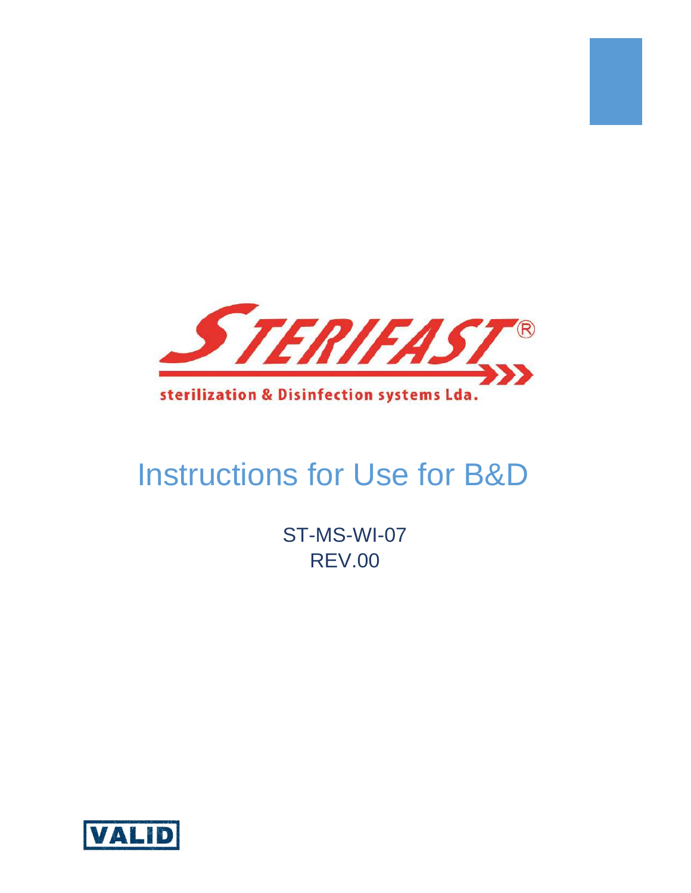STERIFAST®

sterilization & Disinfection systems Lda.

# Instructions for Use for B&D

ST-MS-WI-07

REV.00

VALID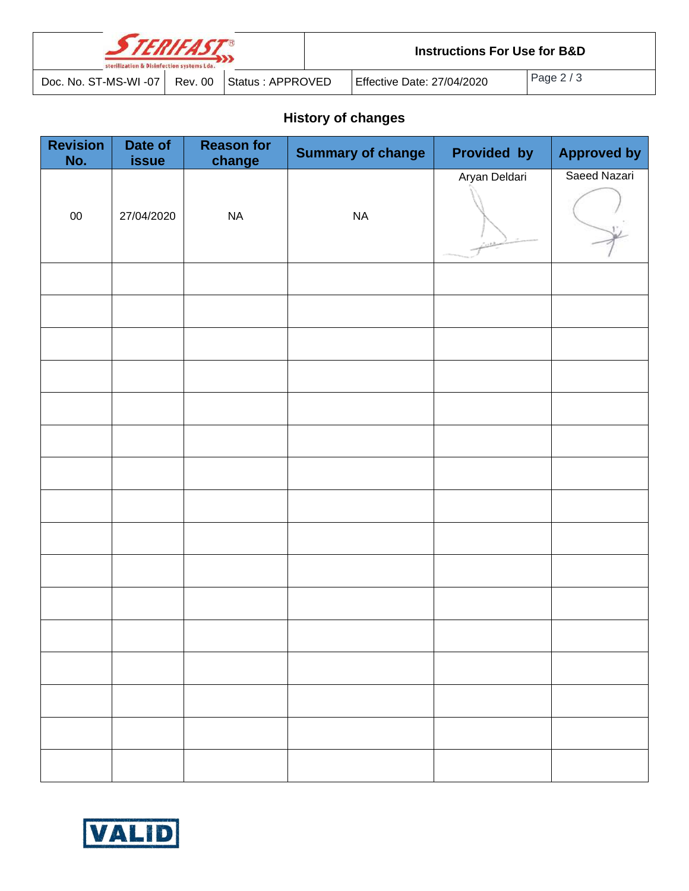## History of changes

| Revision No. | Date of issue | Reason for change | Summary of change | Provided by | Approved by |
|---|---|---|---|---|---|
| 00 | 27/04/2020 | NA | NA | Aryan Deldari | Saeed Nazari |
| | | | | | |
| | | | | | |
| | | | | | |
| | | | | | |
| | | | | | |
| | | | | | |
| | | | | | |
| | | | | | |
| | | | | | |
| | | | | | |
| | | | | | |
| | | | | | |
| | | | | | |
| | | | | | |
| | | | | | |
| | | | | | |

VALID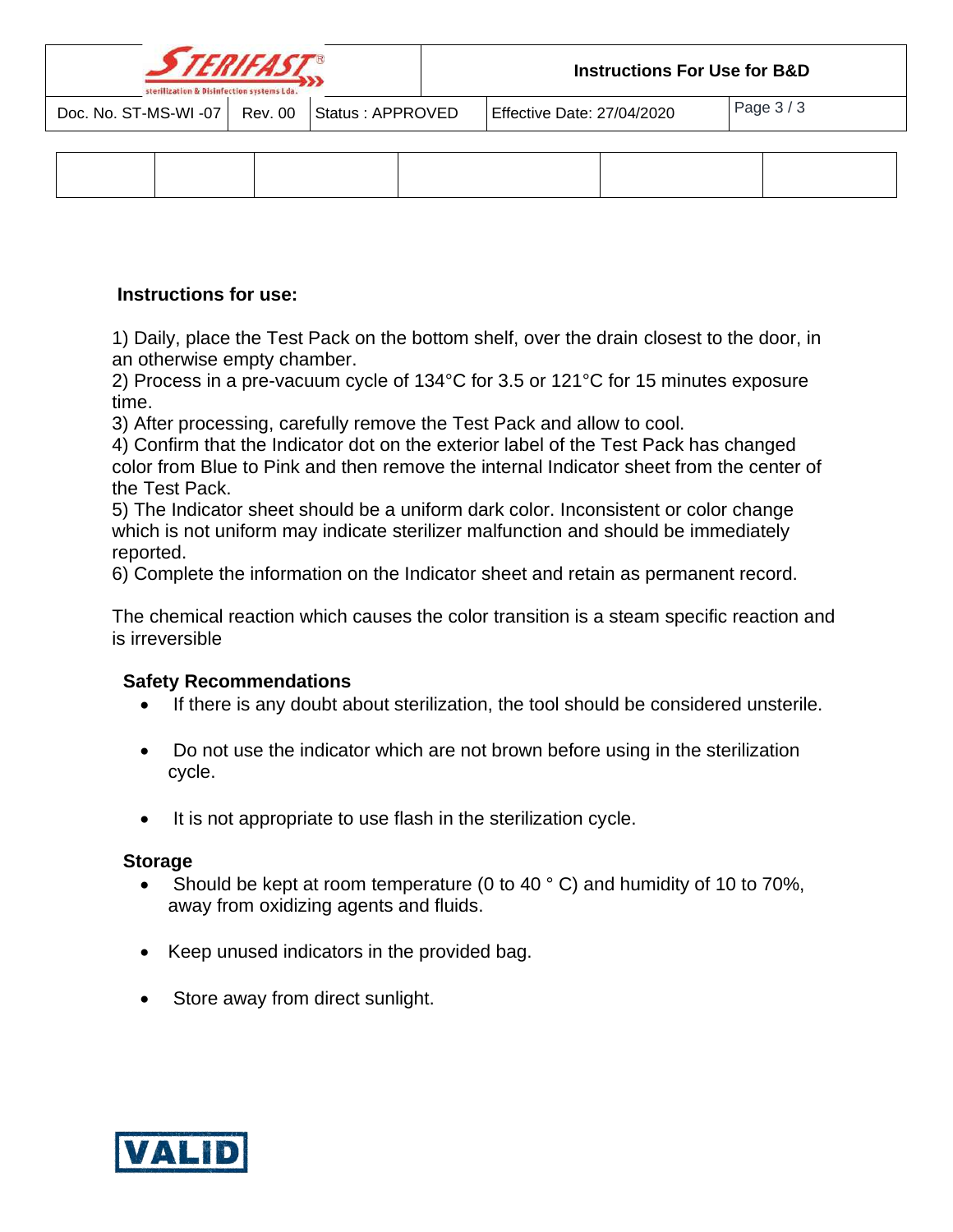**Instructions for use:**

1) Daily, place the Test Pack on the bottom shelf, over the drain closest to the door, in an otherwise empty chamber.
2) Process in a pre-vacuum cycle of 134°C for 3.5 or 121°C for 15 minutes exposure time.
3) After processing, carefully remove the Test Pack and allow to cool.
4) Confirm that the Indicator dot on the exterior label of the Test Pack has changed color from Blue to Pink and then remove the internal Indicator sheet from the center of the Test Pack.
5) The Indicator sheet should be a uniform dark color. Inconsistent or color change which is not uniform may indicate sterilizer malfunction and should be immediately reported.
6) Complete the information on the Indicator sheet and retain as permanent record.

The chemical reaction which causes the color transition is a steam specific reaction and is irreversible

**Safety Recommendations**

- If there is any doubt about sterilization, the tool should be considered unsterile.
- Do not use the indicator which are not brown before using in the sterilization cycle.
- It is not appropriate to use flash in the sterilization cycle.

**Storage**

- Should be kept at room temperature (0 to 40 ° C) and humidity of 10 to 70%, away from oxidizing agents and fluids.
- Keep unused indicators in the provided bag.
- Store away from direct sunlight.

VALID